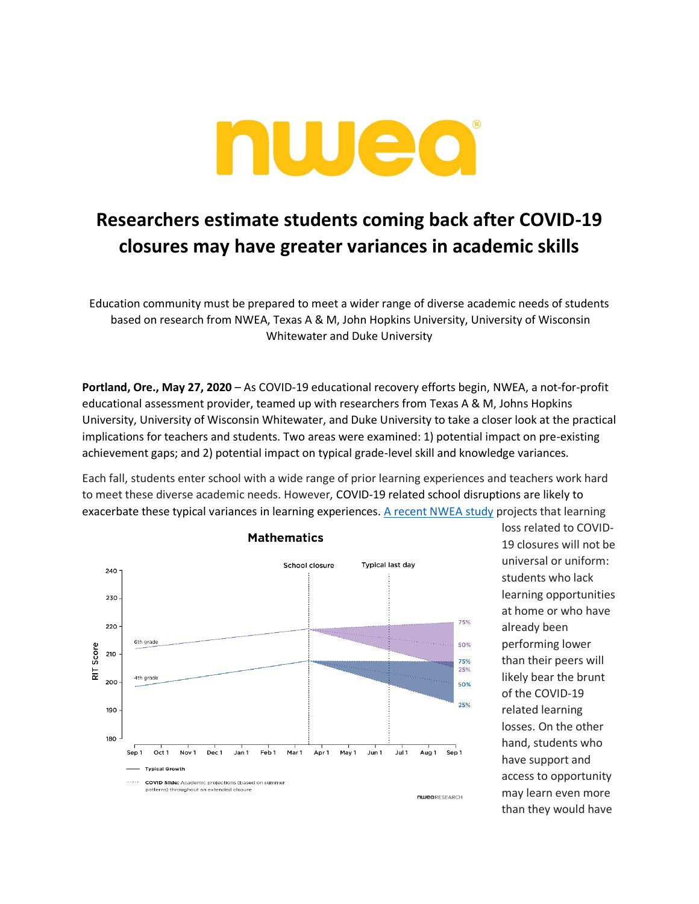# Researchers estimate students coming back after COVID-19 closures may have greater variances in academic skills

Education community must be prepared to meet a wider range of diverse academic needs of students based on research from NWEA, Texas A & M, John Hopkins University, University of Wisconsin Whitewater and Duke University

**Portland, Ore., May 27, 2020** – As COVID-19 educational recovery efforts begin, NWEA, a not-for-profit educational assessment provider, teamed up with researchers from Texas A & M, Johns Hopkins University, University of Wisconsin Whitewater, and Duke University to take a closer look at the practical implications for teachers and students. Two areas were examined: 1) potential impact on pre-existing achievement gaps; and 2) potential impact on typical grade-level skill and knowledge variances.

Each fall, students enter school with a wide range of prior learning experiences and teachers work hard to meet these diverse academic needs. However, COVID-19 related school disruptions are likely to exacerbate these typical variances in learning experiences. [A recent NWEA study](#) projects that learning loss related to COVID-19 closures will not be universal or uniform: students who lack learning opportunities at home or who have already been performing lower than their peers will likely bear the brunt of the COVID-19 related learning losses. On the other hand, students who have support and access to opportunity may learn even more than they would have

**Mathematics**

School closure | Typical last day

RIT Score: 180, 190, 200, 210, 220, 230, 240

6th grade: 75%, 50%, 25%

4th grade: 75%, 50%, 25%

Sep 1, Oct 1, Nov 1, Dec 1, Jan 1, Feb 1, Mar 1, Apr 1, May 1, Jun 1, Jul 1, Aug 1, Sep 1

Typical Growth

COVID Slide: Academic projections (based on summer patterns) throughout an extended closure

NWEA RESEARCH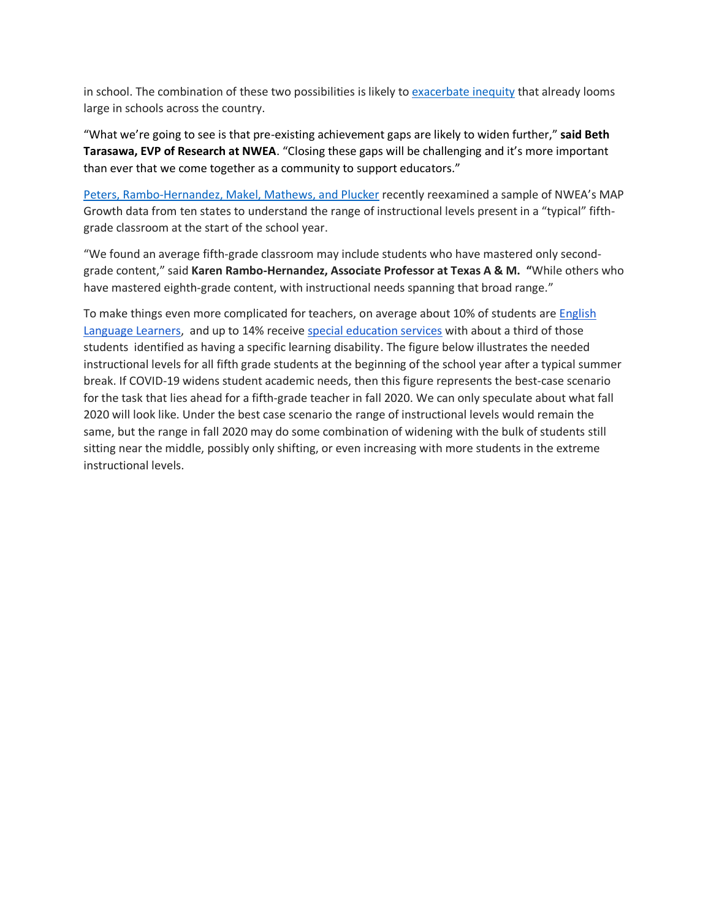in school. The combination of these two possibilities is likely to exacerbate inequity that already looms large in schools across the country.

"What we're going to see is that pre-existing achievement gaps are likely to widen further," **said Beth Tarasawa, EVP of Research at NWEA**. "Closing these gaps will be challenging and it's more important than ever that we come together as a community to support educators."

Peters, Rambo-Hernandez, Makel, Mathews, and Plucker recently reexamined a sample of NWEA's MAP Growth data from ten states to understand the range of instructional levels present in a "typical" fifth-grade classroom at the start of the school year.

"We found an average fifth-grade classroom may include students who have mastered only second-grade content," said **Karen Rambo-Hernandez, Associate Professor at Texas A & M. "**While others who have mastered eighth-grade content, with instructional needs spanning that broad range."

To make things even more complicated for teachers, on average about 10% of students are English Language Learners, and up to 14% receive special education services with about a third of those students identified as having a specific learning disability. The figure below illustrates the needed instructional levels for all fifth grade students at the beginning of the school year after a typical summer break. If COVID-19 widens student academic needs, then this figure represents the best-case scenario for the task that lies ahead for a fifth-grade teacher in fall 2020. We can only speculate about what fall 2020 will look like. Under the best case scenario the range of instructional levels would remain the same, but the range in fall 2020 may do some combination of widening with the bulk of students still sitting near the middle, possibly only shifting, or even increasing with more students in the extreme instructional levels.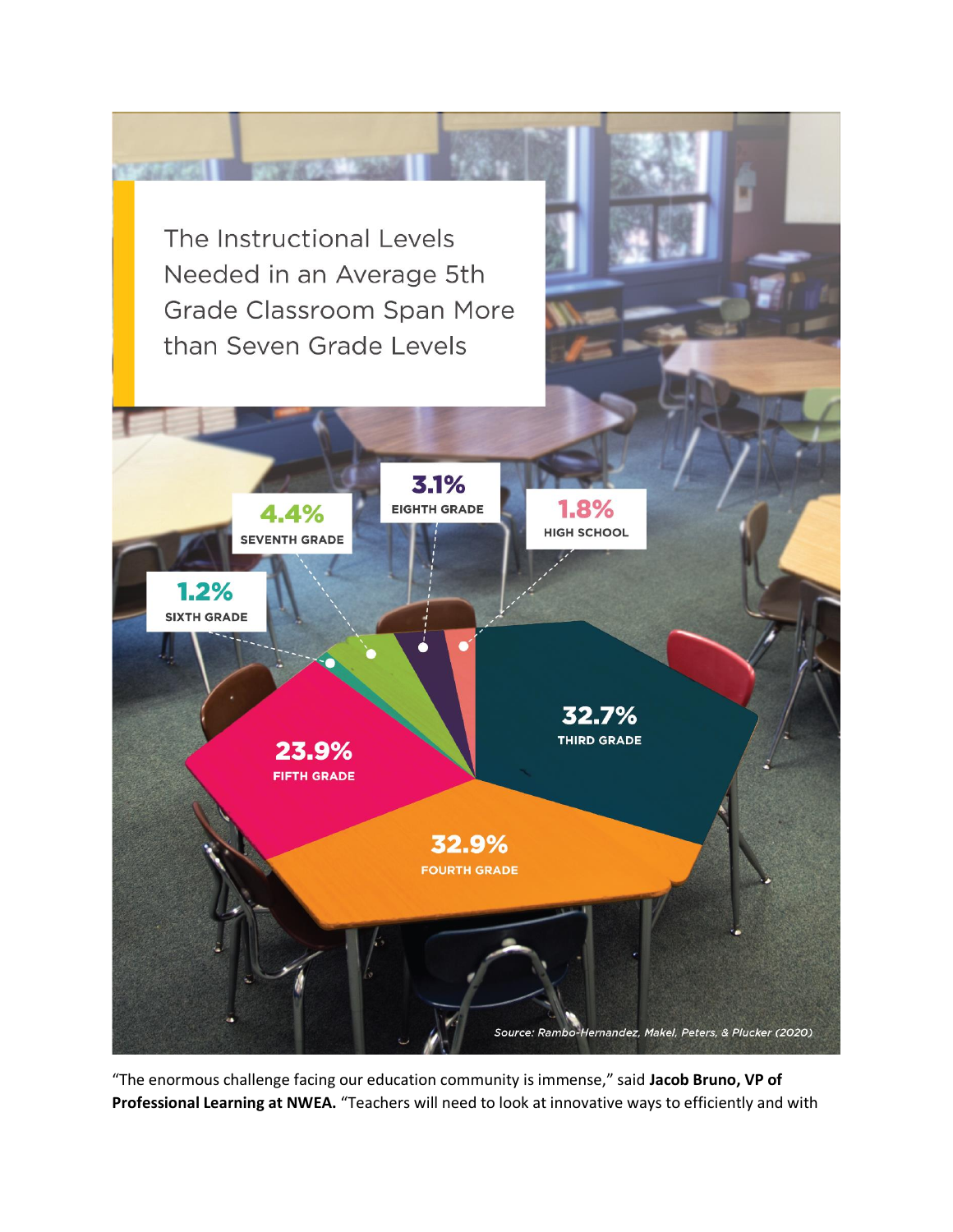## The Instructional Levels Needed in an Average 5th Grade Classroom Span More than Seven Grade Levels

| Instructional Level | Percentage |
|---|---|
| Third Grade | 32.7% |
| Fourth Grade | 32.9% |
| Fifth Grade | 23.9% |
| Sixth Grade | 1.2% |
| Seventh Grade | 4.4% |
| Eighth Grade | 3.1% |
| High School | 1.8% |

*Source: Rambo-Hernandez, Makel, Peters, & Plucker (2020)*

"The enormous challenge facing our education community is immense," said **Jacob Bruno, VP of Professional Learning at NWEA.** "Teachers will need to look at innovative ways to efficiently and with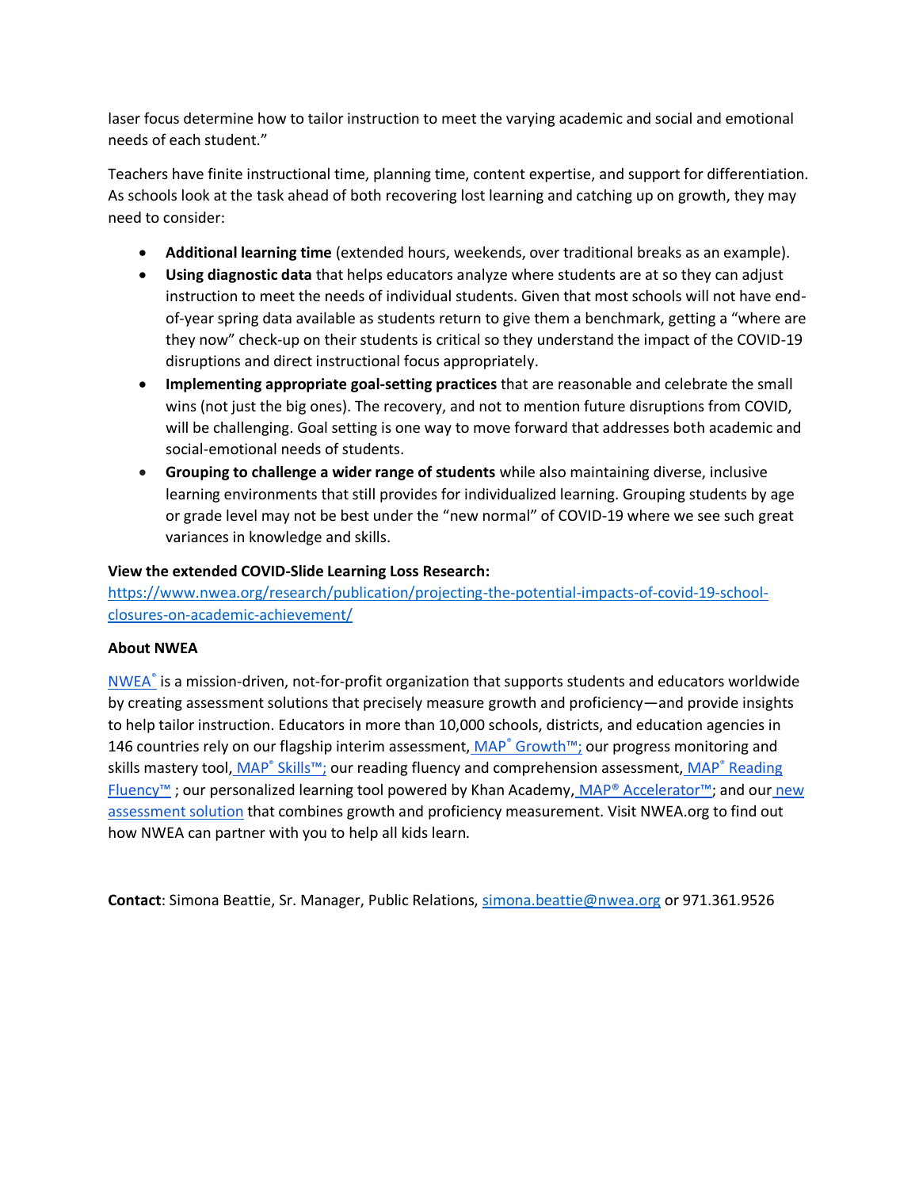laser focus determine how to tailor instruction to meet the varying academic and social and emotional needs of each student."

Teachers have finite instructional time, planning time, content expertise, and support for differentiation. As schools look at the task ahead of both recovering lost learning and catching up on growth, they may need to consider:

- **Additional learning time** (extended hours, weekends, over traditional breaks as an example).
- **Using diagnostic data** that helps educators analyze where students are at so they can adjust instruction to meet the needs of individual students. Given that most schools will not have end-of-year spring data available as students return to give them a benchmark, getting a "where are they now" check-up on their students is critical so they understand the impact of the COVID-19 disruptions and direct instructional focus appropriately.
- **Implementing appropriate goal-setting practices** that are reasonable and celebrate the small wins (not just the big ones). The recovery, and not to mention future disruptions from COVID, will be challenging. Goal setting is one way to move forward that addresses both academic and social-emotional needs of students.
- **Grouping to challenge a wider range of students** while also maintaining diverse, inclusive learning environments that still provides for individualized learning. Grouping students by age or grade level may not be best under the "new normal" of COVID-19 where we see such great variances in knowledge and skills.

**View the extended COVID-Slide Learning Loss Research:**
https://www.nwea.org/research/publication/projecting-the-potential-impacts-of-covid-19-school-closures-on-academic-achievement/

**About NWEA**

NWEA® is a mission-driven, not-for-profit organization that supports students and educators worldwide by creating assessment solutions that precisely measure growth and proficiency—and provide insights to help tailor instruction. Educators in more than 10,000 schools, districts, and education agencies in 146 countries rely on our flagship interim assessment, MAP® Growth™; our progress monitoring and skills mastery tool, MAP® Skills™; our reading fluency and comprehension assessment, MAP® Reading Fluency™ ; our personalized learning tool powered by Khan Academy, MAP® Accelerator™; and our new assessment solution that combines growth and proficiency measurement. Visit NWEA.org to find out how NWEA can partner with you to help all kids learn.

**Contact**: Simona Beattie, Sr. Manager, Public Relations, simona.beattie@nwea.org or 971.361.9526